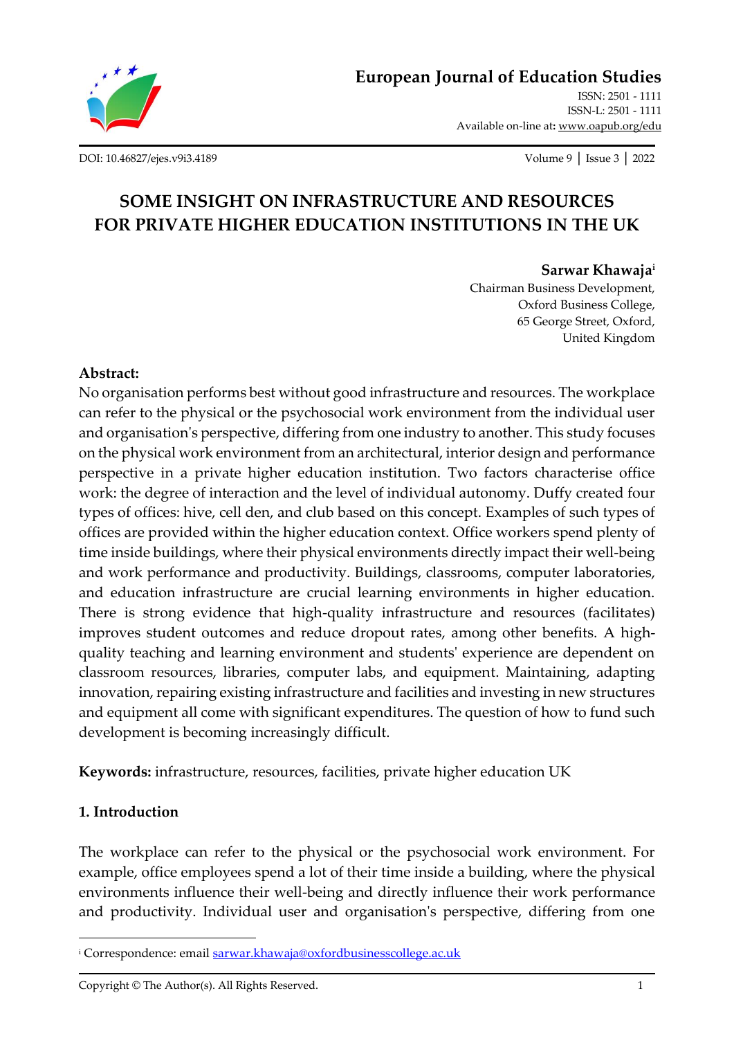# European Journal of Education Studies

ISSN: 2501 - 1111
ISSN-L: 2501 - 1111
Available on-line at: www.oapub.org/edu

DOI: 10.46827/ejes.v9i3.4189

## SOME INSIGHT ON INFRASTRUCTURE AND RESOURCES FOR PRIVATE HIGHER EDUCATION INSTITUTIONS IN THE UK

**Sarwar Khawaja**[i]
Chairman Business Development,
Oxford Business College,
65 George Street, Oxford,
United Kingdom

**Abstract:**
No organisation performs best without good infrastructure and resources. The workplace can refer to the physical or the psychosocial work environment from the individual user and organisation's perspective, differing from one industry to another. This study focuses on the physical work environment from an architectural, interior design and performance perspective in a private higher education institution. Two factors characterise office work: the degree of interaction and the level of individual autonomy. Duffy created four types of offices: hive, cell den, and club based on this concept. Examples of such types of offices are provided within the higher education context. Office workers spend plenty of time inside buildings, where their physical environments directly impact their well-being and work performance and productivity. Buildings, classrooms, computer laboratories, and education infrastructure are crucial learning environments in higher education. There is strong evidence that high-quality infrastructure and resources (facilitates) improves student outcomes and reduce dropout rates, among other benefits. A high-quality teaching and learning environment and students' experience are dependent on classroom resources, libraries, computer labs, and equipment. Maintaining, adapting innovation, repairing existing infrastructure and facilities and investing in new structures and equipment all come with significant expenditures. The question of how to fund such development is becoming increasingly difficult.

**Keywords:** infrastructure, resources, facilities, private higher education UK

### 1. Introduction

The workplace can refer to the physical or the psychosocial work environment. For example, office employees spend a lot of their time inside a building, where the physical environments influence their well-being and directly influence their work performance and productivity. Individual user and organisation's perspective, differing from one

[i] Correspondence: email sarwar.khawaja@oxfordbusinesscollege.ac.uk

Copyright © The Author(s). All Rights Reserved.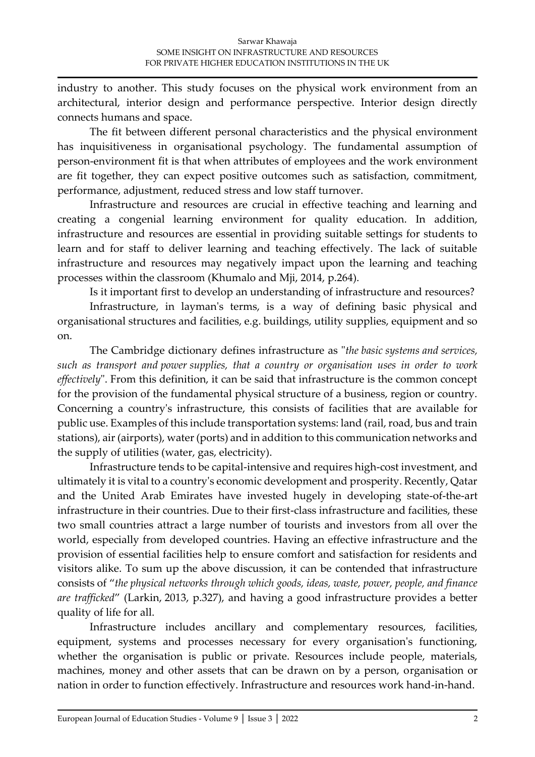industry to another. This study focuses on the physical work environment from an architectural, interior design and performance perspective. Interior design directly connects humans and space.

The fit between different personal characteristics and the physical environment has inquisitiveness in organisational psychology. The fundamental assumption of person-environment fit is that when attributes of employees and the work environment are fit together, they can expect positive outcomes such as satisfaction, commitment, performance, adjustment, reduced stress and low staff turnover.

Infrastructure and resources are crucial in effective teaching and learning and creating a congenial learning environment for quality education. In addition, infrastructure and resources are essential in providing suitable settings for students to learn and for staff to deliver learning and teaching effectively. The lack of suitable infrastructure and resources may negatively impact upon the learning and teaching processes within the classroom (Khumalo and Mji, 2014, p.264).

Is it important first to develop an understanding of infrastructure and resources?

Infrastructure, in layman's terms, is a way of defining basic physical and organisational structures and facilities, e.g. buildings, utility supplies, equipment and so on.

The Cambridge dictionary defines infrastructure as "*the basic systems and services, such as transport and power supplies, that a country or organisation uses in order to work effectively*". From this definition, it can be said that infrastructure is the common concept for the provision of the fundamental physical structure of a business, region or country. Concerning a country's infrastructure, this consists of facilities that are available for public use. Examples of this include transportation systems: land (rail, road, bus and train stations), air (airports), water (ports) and in addition to this communication networks and the supply of utilities (water, gas, electricity).

Infrastructure tends to be capital-intensive and requires high-cost investment, and ultimately it is vital to a country's economic development and prosperity. Recently, Qatar and the United Arab Emirates have invested hugely in developing state-of-the-art infrastructure in their countries. Due to their first-class infrastructure and facilities, these two small countries attract a large number of tourists and investors from all over the world, especially from developed countries. Having an effective infrastructure and the provision of essential facilities help to ensure comfort and satisfaction for residents and visitors alike. To sum up the above discussion, it can be contended that infrastructure consists of "*the physical networks through which goods, ideas, waste, power, people, and finance are trafficked*" (Larkin, 2013, p.327), and having a good infrastructure provides a better quality of life for all.

Infrastructure includes ancillary and complementary resources, facilities, equipment, systems and processes necessary for every organisation's functioning, whether the organisation is public or private. Resources include people, materials, machines, money and other assets that can be drawn on by a person, organisation or nation in order to function effectively. Infrastructure and resources work hand-in-hand.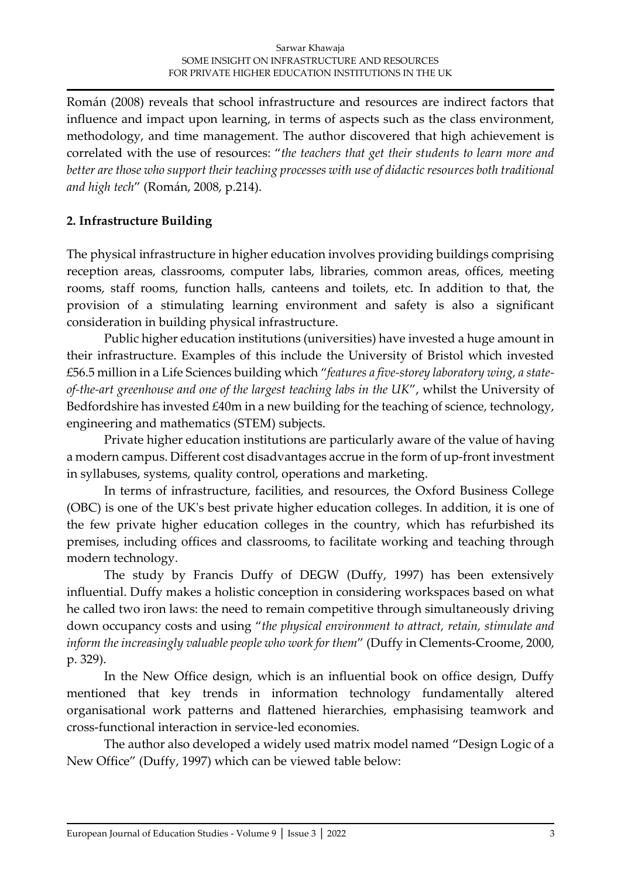Román (2008) reveals that school infrastructure and resources are indirect factors that influence and impact upon learning, in terms of aspects such as the class environment, methodology, and time management. The author discovered that high achievement is correlated with the use of resources: "*the teachers that get their students to learn more and better are those who support their teaching processes with use of didactic resources both traditional and high tech*" (Román, 2008, p.214).

## 2. Infrastructure Building

The physical infrastructure in higher education involves providing buildings comprising reception areas, classrooms, computer labs, libraries, common areas, offices, meeting rooms, staff rooms, function halls, canteens and toilets, etc. In addition to that, the provision of a stimulating learning environment and safety is also a significant consideration in building physical infrastructure.

Public higher education institutions (universities) have invested a huge amount in their infrastructure. Examples of this include the University of Bristol which invested £56.5 million in a Life Sciences building which "*features a five-storey laboratory wing, a state-of-the-art greenhouse and one of the largest teaching labs in the UK*", whilst the University of Bedfordshire has invested £40m in a new building for the teaching of science, technology, engineering and mathematics (STEM) subjects.

Private higher education institutions are particularly aware of the value of having a modern campus. Different cost disadvantages accrue in the form of up-front investment in syllabuses, systems, quality control, operations and marketing.

In terms of infrastructure, facilities, and resources, the Oxford Business College (OBC) is one of the UK's best private higher education colleges. In addition, it is one of the few private higher education colleges in the country, which has refurbished its premises, including offices and classrooms, to facilitate working and teaching through modern technology.

The study by Francis Duffy of DEGW (Duffy, 1997) has been extensively influential. Duffy makes a holistic conception in considering workspaces based on what he called two iron laws: the need to remain competitive through simultaneously driving down occupancy costs and using "*the physical environment to attract, retain, stimulate and inform the increasingly valuable people who work for them*" (Duffy in Clements-Croome, 2000, p. 329).

In the New Office design, which is an influential book on office design, Duffy mentioned that key trends in information technology fundamentally altered organisational work patterns and flattened hierarchies, emphasising teamwork and cross-functional interaction in service-led economies.

The author also developed a widely used matrix model named "Design Logic of a New Office" (Duffy, 1997) which can be viewed table below: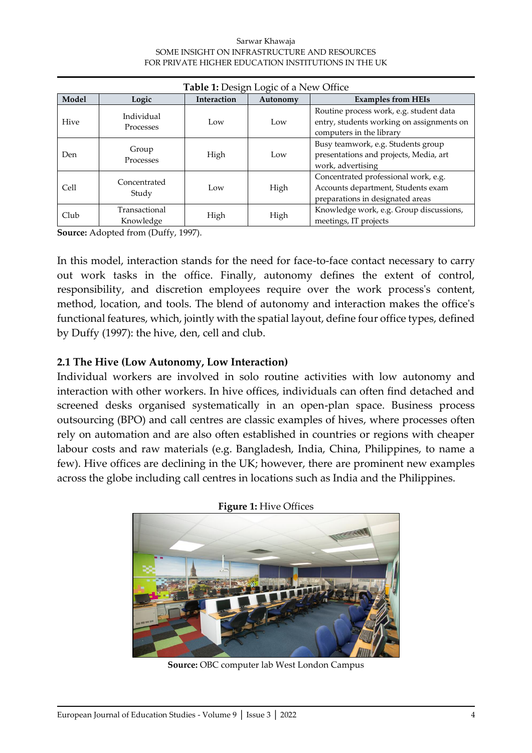**Table 1:** Design Logic of a New Office

| Model | Logic | Interaction | Autonomy | Examples from HEIs |
|---|---|---|---|---|
| Hive | Individual Processes | Low | Low | Routine process work, e.g. student data entry, students working on assignments on computers in the library |
| Den | Group Processes | High | Low | Busy teamwork, e.g. Students group presentations and projects, Media, art work, advertising |
| Cell | Concentrated Study | Low | High | Concentrated professional work, e.g. Accounts department, Students exam preparations in designated areas |
| Club | Transactional Knowledge | High | High | Knowledge work, e.g. Group discussions, meetings, IT projects |

**Source:** Adopted from (Duffy, 1997).

In this model, interaction stands for the need for face-to-face contact necessary to carry out work tasks in the office. Finally, autonomy defines the extent of control, responsibility, and discretion employees require over the work process's content, method, location, and tools. The blend of autonomy and interaction makes the office's functional features, which, jointly with the spatial layout, define four office types, defined by Duffy (1997): the hive, den, cell and club.

### 2.1 The Hive (Low Autonomy, Low Interaction)

Individual workers are involved in solo routine activities with low autonomy and interaction with other workers. In hive offices, individuals can often find detached and screened desks organised systematically in an open-plan space. Business process outsourcing (BPO) and call centres are classic examples of hives, where processes often rely on automation and are also often established in countries or regions with cheaper labour costs and raw materials (e.g. Bangladesh, India, China, Philippines, to name a few). Hive offices are declining in the UK; however, there are prominent new examples across the globe including call centres in locations such as India and the Philippines.

**Figure 1:** Hive Offices

**Source:** OBC computer lab West London Campus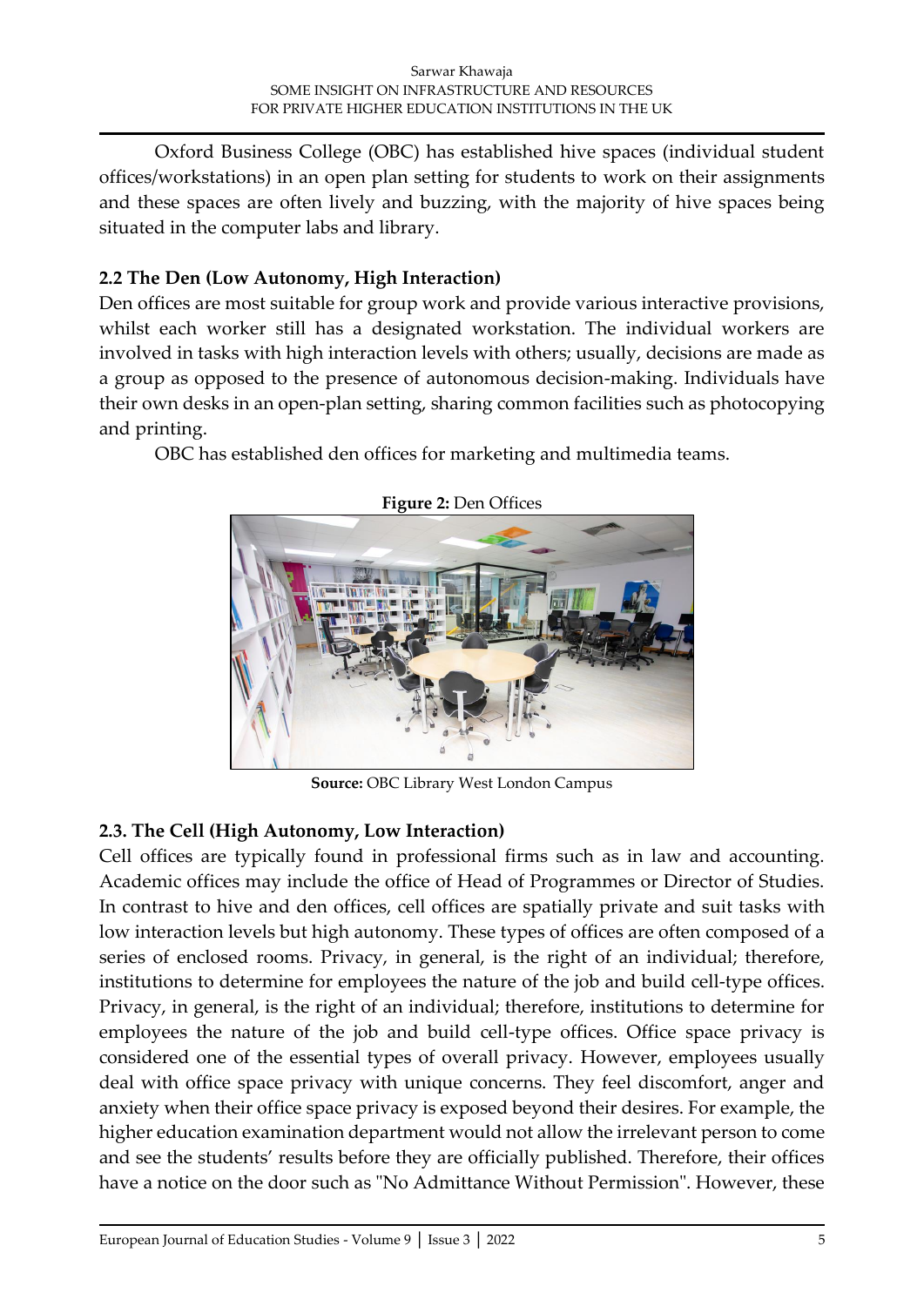Oxford Business College (OBC) has established hive spaces (individual student offices/workstations) in an open plan setting for students to work on their assignments and these spaces are often lively and buzzing, with the majority of hive spaces being situated in the computer labs and library.

### 2.2 The Den (Low Autonomy, High Interaction)

Den offices are most suitable for group work and provide various interactive provisions, whilst each worker still has a designated workstation. The individual workers are involved in tasks with high interaction levels with others; usually, decisions are made as a group as opposed to the presence of autonomous decision-making. Individuals have their own desks in an open-plan setting, sharing common facilities such as photocopying and printing.

OBC has established den offices for marketing and multimedia teams.

**Figure 2:** Den Offices

**Source:** OBC Library West London Campus

### 2.3. The Cell (High Autonomy, Low Interaction)

Cell offices are typically found in professional firms such as in law and accounting. Academic offices may include the office of Head of Programmes or Director of Studies. In contrast to hive and den offices, cell offices are spatially private and suit tasks with low interaction levels but high autonomy. These types of offices are often composed of a series of enclosed rooms. Privacy, in general, is the right of an individual; therefore, institutions to determine for employees the nature of the job and build cell-type offices. Privacy, in general, is the right of an individual; therefore, institutions to determine for employees the nature of the job and build cell-type offices. Office space privacy is considered one of the essential types of overall privacy. However, employees usually deal with office space privacy with unique concerns. They feel discomfort, anger and anxiety when their office space privacy is exposed beyond their desires. For example, the higher education examination department would not allow the irrelevant person to come and see the students' results before they are officially published. Therefore, their offices have a notice on the door such as "No Admittance Without Permission". However, these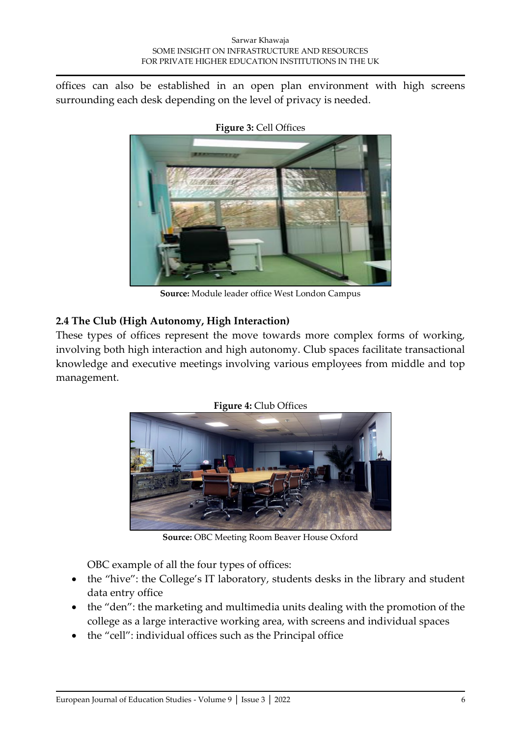offices can also be established in an open plan environment with high screens surrounding each desk depending on the level of privacy is needed.

**Figure 3:** Cell Offices

**Source:** Module leader office West London Campus

### 2.4 The Club (High Autonomy, High Interaction)

These types of offices represent the move towards more complex forms of working, involving both high interaction and high autonomy. Club spaces facilitate transactional knowledge and executive meetings involving various employees from middle and top management.

**Figure 4:** Club Offices

**Source:** OBC Meeting Room Beaver House Oxford

OBC example of all the four types of offices:

- the "hive": the College's IT laboratory, students desks in the library and student data entry office
- the "den": the marketing and multimedia units dealing with the promotion of the college as a large interactive working area, with screens and individual spaces
- the "cell": individual offices such as the Principal office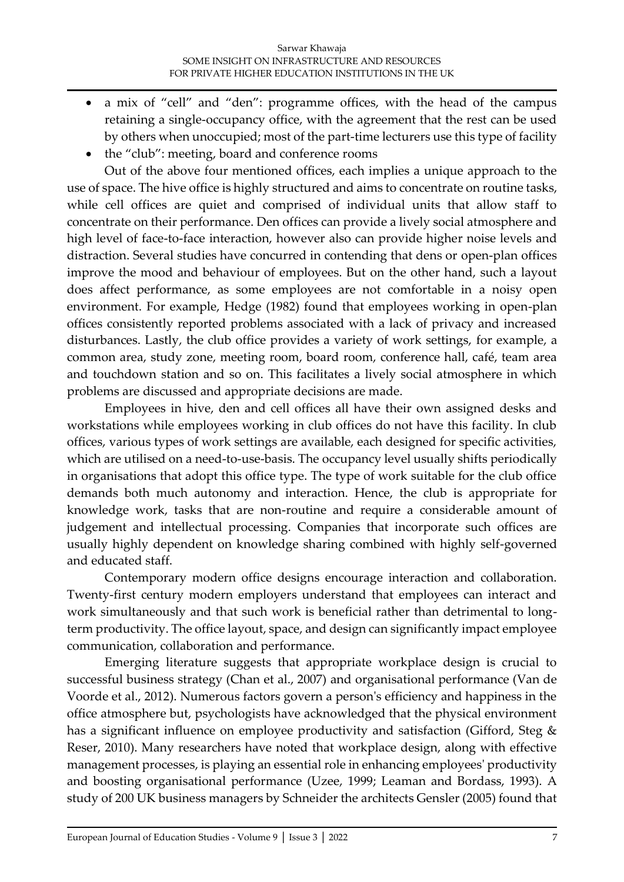- a mix of "cell" and "den": programme offices, with the head of the campus retaining a single-occupancy office, with the agreement that the rest can be used by others when unoccupied; most of the part-time lecturers use this type of facility
- the "club": meeting, board and conference rooms

Out of the above four mentioned offices, each implies a unique approach to the use of space. The hive office is highly structured and aims to concentrate on routine tasks, while cell offices are quiet and comprised of individual units that allow staff to concentrate on their performance. Den offices can provide a lively social atmosphere and high level of face-to-face interaction, however also can provide higher noise levels and distraction. Several studies have concurred in contending that dens or open-plan offices improve the mood and behaviour of employees. But on the other hand, such a layout does affect performance, as some employees are not comfortable in a noisy open environment. For example, Hedge (1982) found that employees working in open-plan offices consistently reported problems associated with a lack of privacy and increased disturbances. Lastly, the club office provides a variety of work settings, for example, a common area, study zone, meeting room, board room, conference hall, café, team area and touchdown station and so on. This facilitates a lively social atmosphere in which problems are discussed and appropriate decisions are made.

Employees in hive, den and cell offices all have their own assigned desks and workstations while employees working in club offices do not have this facility. In club offices, various types of work settings are available, each designed for specific activities, which are utilised on a need-to-use-basis. The occupancy level usually shifts periodically in organisations that adopt this office type. The type of work suitable for the club office demands both much autonomy and interaction. Hence, the club is appropriate for knowledge work, tasks that are non-routine and require a considerable amount of judgement and intellectual processing. Companies that incorporate such offices are usually highly dependent on knowledge sharing combined with highly self-governed and educated staff.

Contemporary modern office designs encourage interaction and collaboration. Twenty-first century modern employers understand that employees can interact and work simultaneously and that such work is beneficial rather than detrimental to long-term productivity. The office layout, space, and design can significantly impact employee communication, collaboration and performance.

Emerging literature suggests that appropriate workplace design is crucial to successful business strategy (Chan et al., 2007) and organisational performance (Van de Voorde et al., 2012). Numerous factors govern a person's efficiency and happiness in the office atmosphere but, psychologists have acknowledged that the physical environment has a significant influence on employee productivity and satisfaction (Gifford, Steg & Reser, 2010). Many researchers have noted that workplace design, along with effective management processes, is playing an essential role in enhancing employees' productivity and boosting organisational performance (Uzee, 1999; Leaman and Bordass, 1993). A study of 200 UK business managers by Schneider the architects Gensler (2005) found that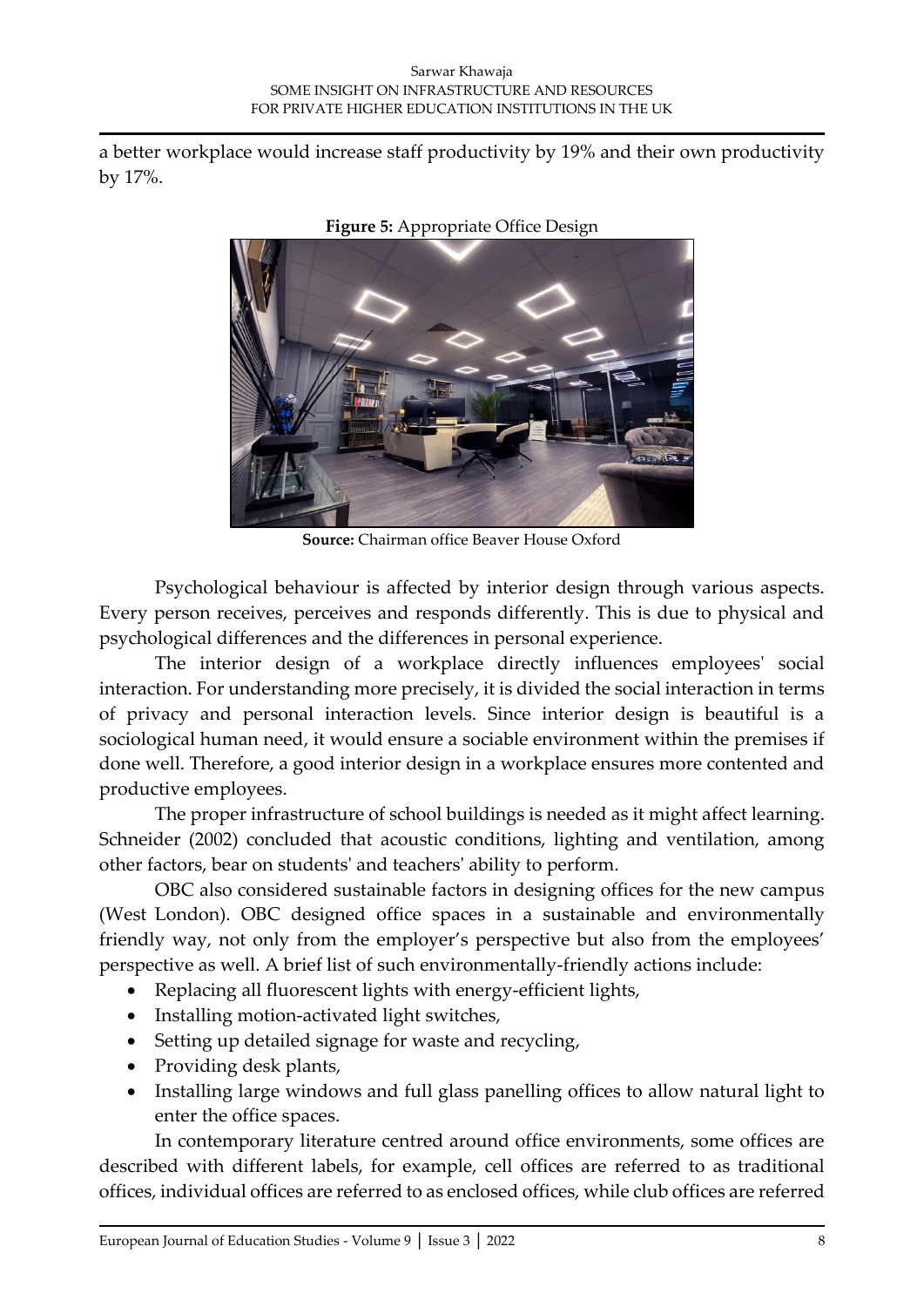a better workplace would increase staff productivity by 19% and their own productivity by 17%.

**Figure 5:** Appropriate Office Design

**Source:** Chairman office Beaver House Oxford

Psychological behaviour is affected by interior design through various aspects. Every person receives, perceives and responds differently. This is due to physical and psychological differences and the differences in personal experience.

The interior design of a workplace directly influences employees' social interaction. For understanding more precisely, it is divided the social interaction in terms of privacy and personal interaction levels. Since interior design is beautiful is a sociological human need, it would ensure a sociable environment within the premises if done well. Therefore, a good interior design in a workplace ensures more contented and productive employees.

The proper infrastructure of school buildings is needed as it might affect learning. Schneider (2002) concluded that acoustic conditions, lighting and ventilation, among other factors, bear on students' and teachers' ability to perform.

OBC also considered sustainable factors in designing offices for the new campus (West London). OBC designed office spaces in a sustainable and environmentally friendly way, not only from the employer's perspective but also from the employees' perspective as well. A brief list of such environmentally-friendly actions include:

- Replacing all fluorescent lights with energy-efficient lights,
- Installing motion-activated light switches,
- Setting up detailed signage for waste and recycling,
- Providing desk plants,
- Installing large windows and full glass panelling offices to allow natural light to enter the office spaces.

In contemporary literature centred around office environments, some offices are described with different labels, for example, cell offices are referred to as traditional offices, individual offices are referred to as enclosed offices, while club offices are referred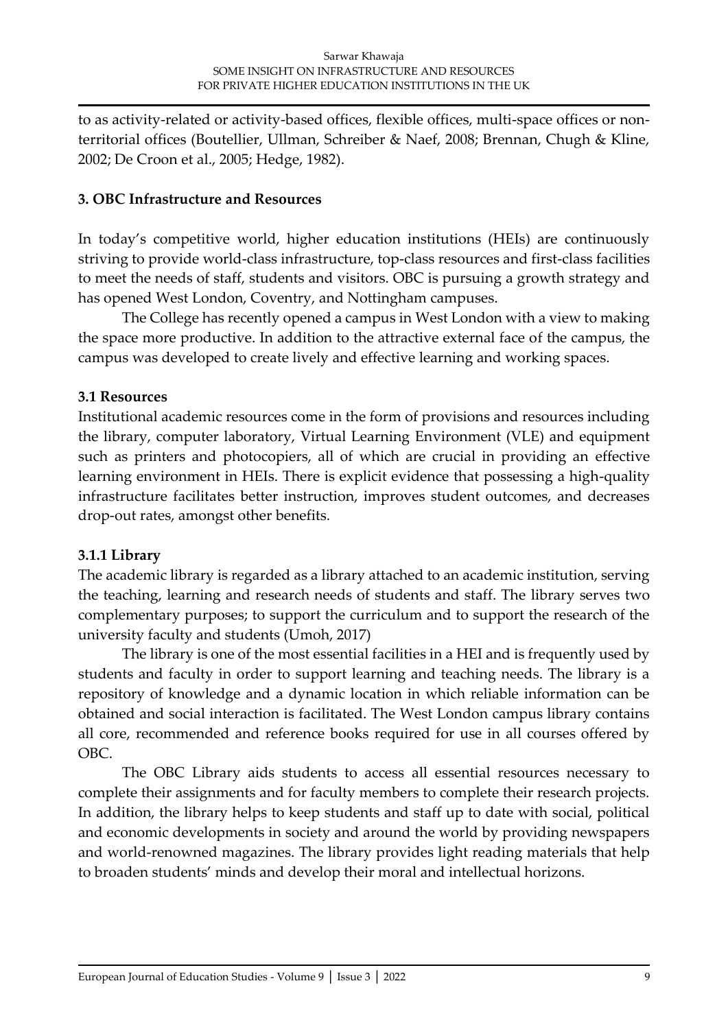to as activity-related or activity-based offices, flexible offices, multi-space offices or non-territorial offices (Boutellier, Ullman, Schreiber & Naef, 2008; Brennan, Chugh & Kline, 2002; De Croon et al., 2005; Hedge, 1982).

## 3. OBC Infrastructure and Resources

In today's competitive world, higher education institutions (HEIs) are continuously striving to provide world-class infrastructure, top-class resources and first-class facilities to meet the needs of staff, students and visitors. OBC is pursuing a growth strategy and has opened West London, Coventry, and Nottingham campuses.

The College has recently opened a campus in West London with a view to making the space more productive. In addition to the attractive external face of the campus, the campus was developed to create lively and effective learning and working spaces.

### 3.1 Resources

Institutional academic resources come in the form of provisions and resources including the library, computer laboratory, Virtual Learning Environment (VLE) and equipment such as printers and photocopiers, all of which are crucial in providing an effective learning environment in HEIs. There is explicit evidence that possessing a high-quality infrastructure facilitates better instruction, improves student outcomes, and decreases drop-out rates, amongst other benefits.

#### 3.1.1 Library

The academic library is regarded as a library attached to an academic institution, serving the teaching, learning and research needs of students and staff. The library serves two complementary purposes; to support the curriculum and to support the research of the university faculty and students (Umoh, 2017)

The library is one of the most essential facilities in a HEI and is frequently used by students and faculty in order to support learning and teaching needs. The library is a repository of knowledge and a dynamic location in which reliable information can be obtained and social interaction is facilitated. The West London campus library contains all core, recommended and reference books required for use in all courses offered by OBC.

The OBC Library aids students to access all essential resources necessary to complete their assignments and for faculty members to complete their research projects. In addition, the library helps to keep students and staff up to date with social, political and economic developments in society and around the world by providing newspapers and world-renowned magazines. The library provides light reading materials that help to broaden students' minds and develop their moral and intellectual horizons.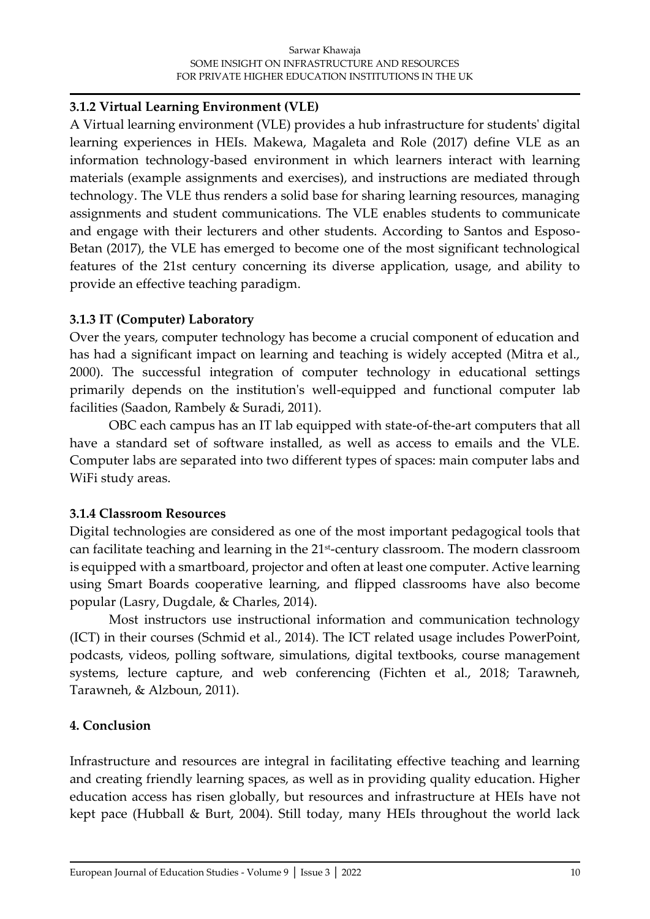### 3.1.2 Virtual Learning Environment (VLE)

A Virtual learning environment (VLE) provides a hub infrastructure for students' digital learning experiences in HEIs. Makewa, Magaleta and Role (2017) define VLE as an information technology-based environment in which learners interact with learning materials (example assignments and exercises), and instructions are mediated through technology. The VLE thus renders a solid base for sharing learning resources, managing assignments and student communications. The VLE enables students to communicate and engage with their lecturers and other students. According to Santos and Esposo-Betan (2017), the VLE has emerged to become one of the most significant technological features of the 21st century concerning its diverse application, usage, and ability to provide an effective teaching paradigm.

### 3.1.3 IT (Computer) Laboratory

Over the years, computer technology has become a crucial component of education and has had a significant impact on learning and teaching is widely accepted (Mitra et al., 2000). The successful integration of computer technology in educational settings primarily depends on the institution's well-equipped and functional computer lab facilities (Saadon, Rambely & Suradi, 2011).

OBC each campus has an IT lab equipped with state-of-the-art computers that all have a standard set of software installed, as well as access to emails and the VLE. Computer labs are separated into two different types of spaces: main computer labs and WiFi study areas.

### 3.1.4 Classroom Resources

Digital technologies are considered as one of the most important pedagogical tools that can facilitate teaching and learning in the 21st-century classroom. The modern classroom is equipped with a smartboard, projector and often at least one computer. Active learning using Smart Boards cooperative learning, and flipped classrooms have also become popular (Lasry, Dugdale, & Charles, 2014).

Most instructors use instructional information and communication technology (ICT) in their courses (Schmid et al., 2014). The ICT related usage includes PowerPoint, podcasts, videos, polling software, simulations, digital textbooks, course management systems, lecture capture, and web conferencing (Fichten et al., 2018; Tarawneh, Tarawneh, & Alzboun, 2011).

## 4. Conclusion

Infrastructure and resources are integral in facilitating effective teaching and learning and creating friendly learning spaces, as well as in providing quality education. Higher education access has risen globally, but resources and infrastructure at HEIs have not kept pace (Hubball & Burt, 2004). Still today, many HEIs throughout the world lack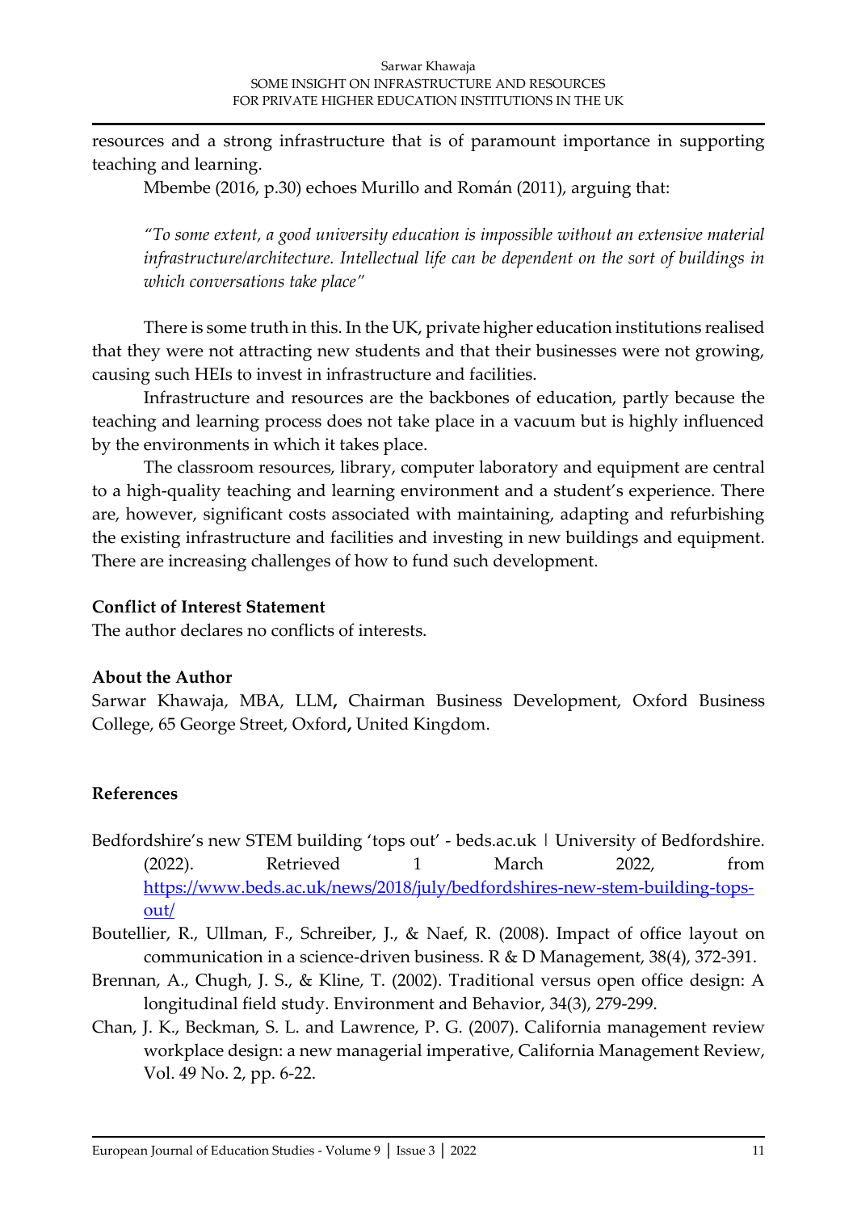resources and a strong infrastructure that is of paramount importance in supporting teaching and learning.

Mbembe (2016, p.30) echoes Murillo and Román (2011), arguing that:

> *"To some extent, a good university education is impossible without an extensive material infrastructure/architecture. Intellectual life can be dependent on the sort of buildings in which conversations take place"*

There is some truth in this. In the UK, private higher education institutions realised that they were not attracting new students and that their businesses were not growing, causing such HEIs to invest in infrastructure and facilities.

Infrastructure and resources are the backbones of education, partly because the teaching and learning process does not take place in a vacuum but is highly influenced by the environments in which it takes place.

The classroom resources, library, computer laboratory and equipment are central to a high-quality teaching and learning environment and a student's experience. There are, however, significant costs associated with maintaining, adapting and refurbishing the existing infrastructure and facilities and investing in new buildings and equipment. There are increasing challenges of how to fund such development.

**Conflict of Interest Statement**

The author declares no conflicts of interests.

**About the Author**

Sarwar Khawaja, MBA, LLM**,** Chairman Business Development, Oxford Business College, 65 George Street, Oxford**,** United Kingdom.

## References

Bedfordshire's new STEM building 'tops out' - beds.ac.uk | University of Bedfordshire. (2022). Retrieved 1 March 2022, from https://www.beds.ac.uk/news/2018/july/bedfordshires-new-stem-building-tops-out/

Boutellier, R., Ullman, F., Schreiber, J., & Naef, R. (2008). Impact of office layout on communication in a science-driven business. R & D Management, 38(4), 372-391.

Brennan, A., Chugh, J. S., & Kline, T. (2002). Traditional versus open office design: A longitudinal field study. Environment and Behavior, 34(3), 279-299.

Chan, J. K., Beckman, S. L. and Lawrence, P. G. (2007). California management review workplace design: a new managerial imperative, California Management Review, Vol. 49 No. 2, pp. 6-22.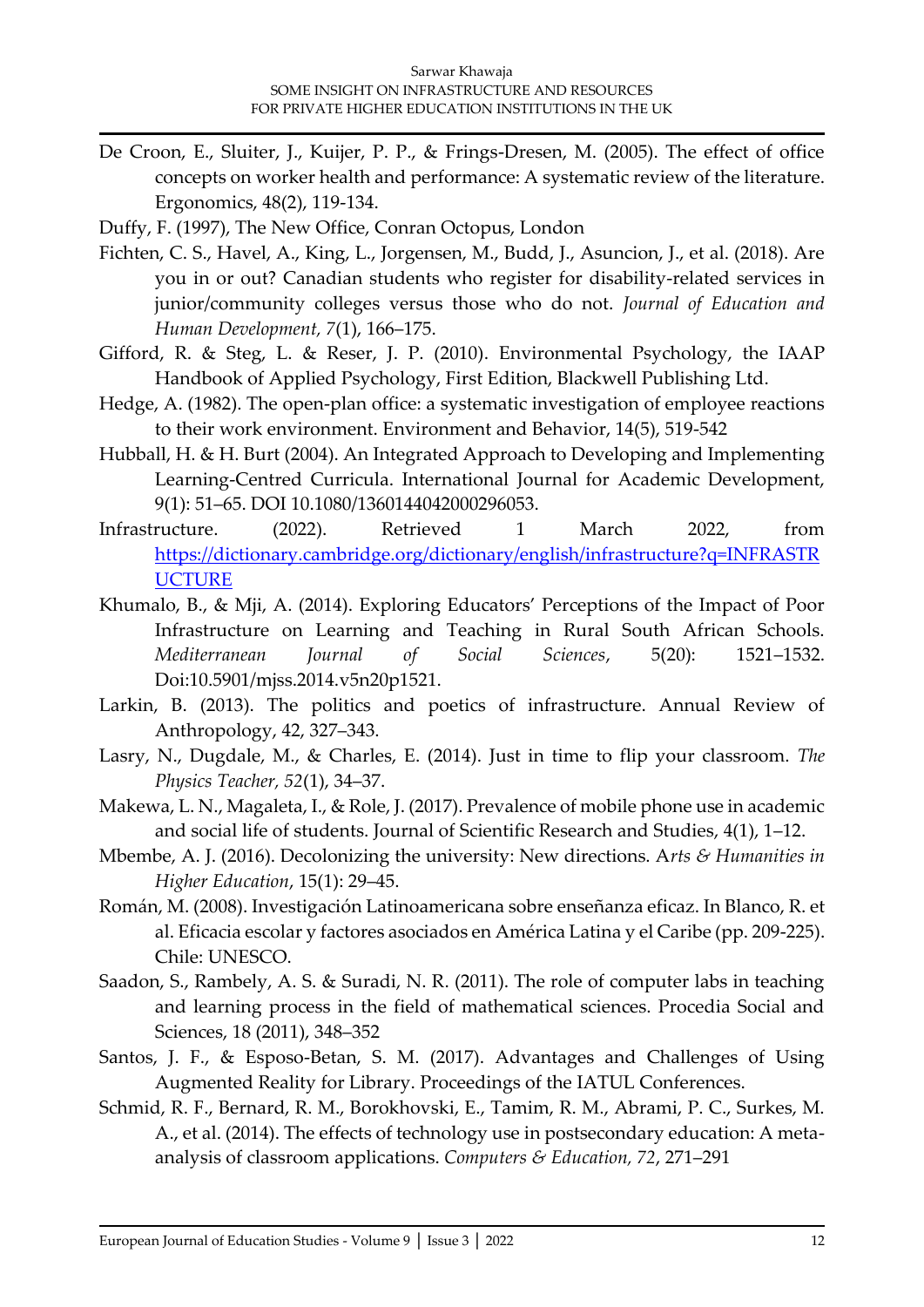De Croon, E., Sluiter, J., Kuijer, P. P., & Frings-Dresen, M. (2005). The effect of office concepts on worker health and performance: A systematic review of the literature. Ergonomics, 48(2), 119-134.

Duffy, F. (1997), The New Office, Conran Octopus, London

Fichten, C. S., Havel, A., King, L., Jorgensen, M., Budd, J., Asuncion, J., et al. (2018). Are you in or out? Canadian students who register for disability-related services in junior/community colleges versus those who do not. *Journal of Education and Human Development, 7*(1), 166–175.

Gifford, R. & Steg, L. & Reser, J. P. (2010). Environmental Psychology, the IAAP Handbook of Applied Psychology, First Edition, Blackwell Publishing Ltd.

Hedge, A. (1982). The open-plan office: a systematic investigation of employee reactions to their work environment. Environment and Behavior, 14(5), 519-542

Hubball, H. & H. Burt (2004). An Integrated Approach to Developing and Implementing Learning-Centred Curricula. International Journal for Academic Development, 9(1): 51–65. DOI 10.1080/1360144042000296053.

Infrastructure. (2022). Retrieved 1 March 2022, from https://dictionary.cambridge.org/dictionary/english/infrastructure?q=INFRASTRUCTURE

Khumalo, B., & Mji, A. (2014). Exploring Educators' Perceptions of the Impact of Poor Infrastructure on Learning and Teaching in Rural South African Schools. *Mediterranean Journal of Social Sciences*, 5(20): 1521–1532. Doi:10.5901/mjss.2014.v5n20p1521.

Larkin, B. (2013). The politics and poetics of infrastructure. Annual Review of Anthropology, 42, 327–343.

Lasry, N., Dugdale, M., & Charles, E. (2014). Just in time to flip your classroom. *The Physics Teacher, 52*(1), 34–37.

Makewa, L. N., Magaleta, I., & Role, J. (2017). Prevalence of mobile phone use in academic and social life of students. Journal of Scientific Research and Studies, 4(1), 1–12.

Mbembe, A. J. (2016). Decolonizing the university: New directions. A*rts & Humanities in Higher Education*, 15(1): 29–45.

Román, M. (2008). Investigación Latinoamericana sobre enseñanza eficaz. In Blanco, R. et al. Eficacia escolar y factores asociados en América Latina y el Caribe (pp. 209-225). Chile: UNESCO.

Saadon, S., Rambely, A. S. & Suradi, N. R. (2011). The role of computer labs in teaching and learning process in the field of mathematical sciences. Procedia Social and Sciences, 18 (2011), 348–352

Santos, J. F., & Esposo-Betan, S. M. (2017). Advantages and Challenges of Using Augmented Reality for Library. Proceedings of the IATUL Conferences.

Schmid, R. F., Bernard, R. M., Borokhovski, E., Tamim, R. M., Abrami, P. C., Surkes, M. A., et al. (2014). The effects of technology use in postsecondary education: A meta-analysis of classroom applications. *Computers & Education, 72*, 271–291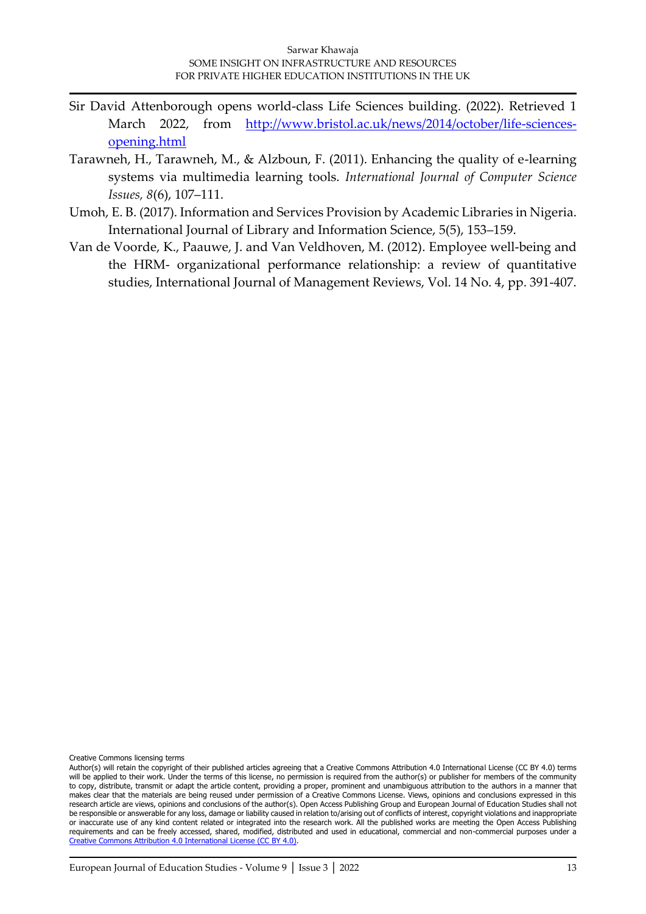Sir David Attenborough opens world-class Life Sciences building. (2022). Retrieved 1 March 2022, from [http://www.bristol.ac.uk/news/2014/october/life-sciences-opening.html](http://www.bristol.ac.uk/news/2014/october/life-sciences-opening.html)

Tarawneh, H., Tarawneh, M., & Alzboun, F. (2011). Enhancing the quality of e-learning systems via multimedia learning tools. *International Journal of Computer Science Issues, 8*(6), 107–111.

Umoh, E. B. (2017). Information and Services Provision by Academic Libraries in Nigeria. International Journal of Library and Information Science, 5(5), 153–159.

Van de Voorde, K., Paauwe, J. and Van Veldhoven, M. (2012). Employee well-being and the HRM- organizational performance relationship: a review of quantitative studies, International Journal of Management Reviews, Vol. 14 No. 4, pp. 391-407.

Creative Commons licensing terms

Author(s) will retain the copyright of their published articles agreeing that a Creative Commons Attribution 4.0 International License (CC BY 4.0) terms will be applied to their work. Under the terms of this license, no permission is required from the author(s) or publisher for members of the community to copy, distribute, transmit or adapt the article content, providing a proper, prominent and unambiguous attribution to the authors in a manner that makes clear that the materials are being reused under permission of a Creative Commons License. Views, opinions and conclusions expressed in this research article are views, opinions and conclusions of the author(s). Open Access Publishing Group and European Journal of Education Studies shall not be responsible or answerable for any loss, damage or liability caused in relation to/arising out of conflicts of interest, copyright violations and inappropriate or inaccurate use of any kind content related or integrated into the research work. All the published works are meeting the Open Access Publishing requirements and can be freely accessed, shared, modified, distributed and used in educational, commercial and non-commercial purposes under a [Creative Commons Attribution 4.0 International License (CC BY 4.0)](https://creativecommons.org/licenses/by/4.0/).